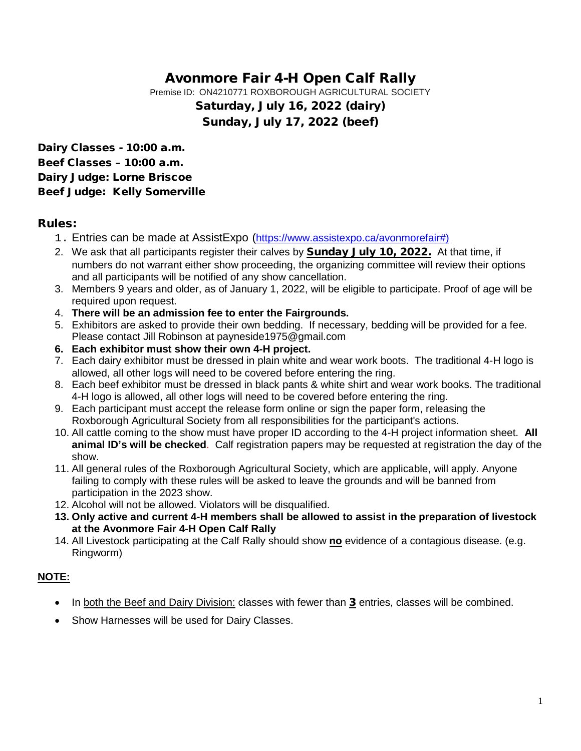# Avonmore Fair 4-H Open Calf Rally

Premise ID: ON4210771 ROXBOROUGH AGRICULTURAL SOCIETY

**Saturday, July 16, 2022 (dairy)**

**Sunday, July 17, 2022 (beef)**

**Dairy Classes - 10:00 a.m.**
**Beef Classes – 10:00 a.m.**
**Dairy Judge: Lorne Briscoe**
**Beef Judge: Kelly Somerville**

## Rules:

1. Entries can be made at AssistExpo (https://www.assistexpo.ca/avonmorefair#)
2. We ask that all participants register their calves by **Sunday July 10, 2022.** At that time, if numbers do not warrant either show proceeding, the organizing committee will review their options and all participants will be notified of any show cancellation.
3. Members 9 years and older, as of January 1, 2022, will be eligible to participate. Proof of age will be required upon request.
4. **There will be an admission fee to enter the Fairgrounds.**
5. Exhibitors are asked to provide their own bedding. If necessary, bedding will be provided for a fee. Please contact Jill Robinson at payneside1975@gmail.com
6. **Each exhibitor must show their own 4-H project.**
7. Each dairy exhibitor must be dressed in plain white and wear work boots. The traditional 4-H logo is allowed, all other logs will need to be covered before entering the ring.
8. Each beef exhibitor must be dressed in black pants & white shirt and wear work books. The traditional 4-H logo is allowed, all other logs will need to be covered before entering the ring.
9. Each participant must accept the release form online or sign the paper form, releasing the Roxborough Agricultural Society from all responsibilities for the participant's actions.
10. All cattle coming to the show must have proper ID according to the 4-H project information sheet. **All animal ID's will be checked**. Calf registration papers may be requested at registration the day of the show.
11. All general rules of the Roxborough Agricultural Society, which are applicable, will apply. Anyone failing to comply with these rules will be asked to leave the grounds and will be banned from participation in the 2023 show.
12. Alcohol will not be allowed. Violators will be disqualified.
13. **Only active and current 4-H members shall be allowed to assist in the preparation of livestock at the Avonmore Fair 4-H Open Calf Rally**
14. All Livestock participating at the Calf Rally should show **no** evidence of a contagious disease. (e.g. Ringworm)

**NOTE:**

- In both the Beef and Dairy Division: classes with fewer than **3** entries, classes will be combined.
- Show Harnesses will be used for Dairy Classes.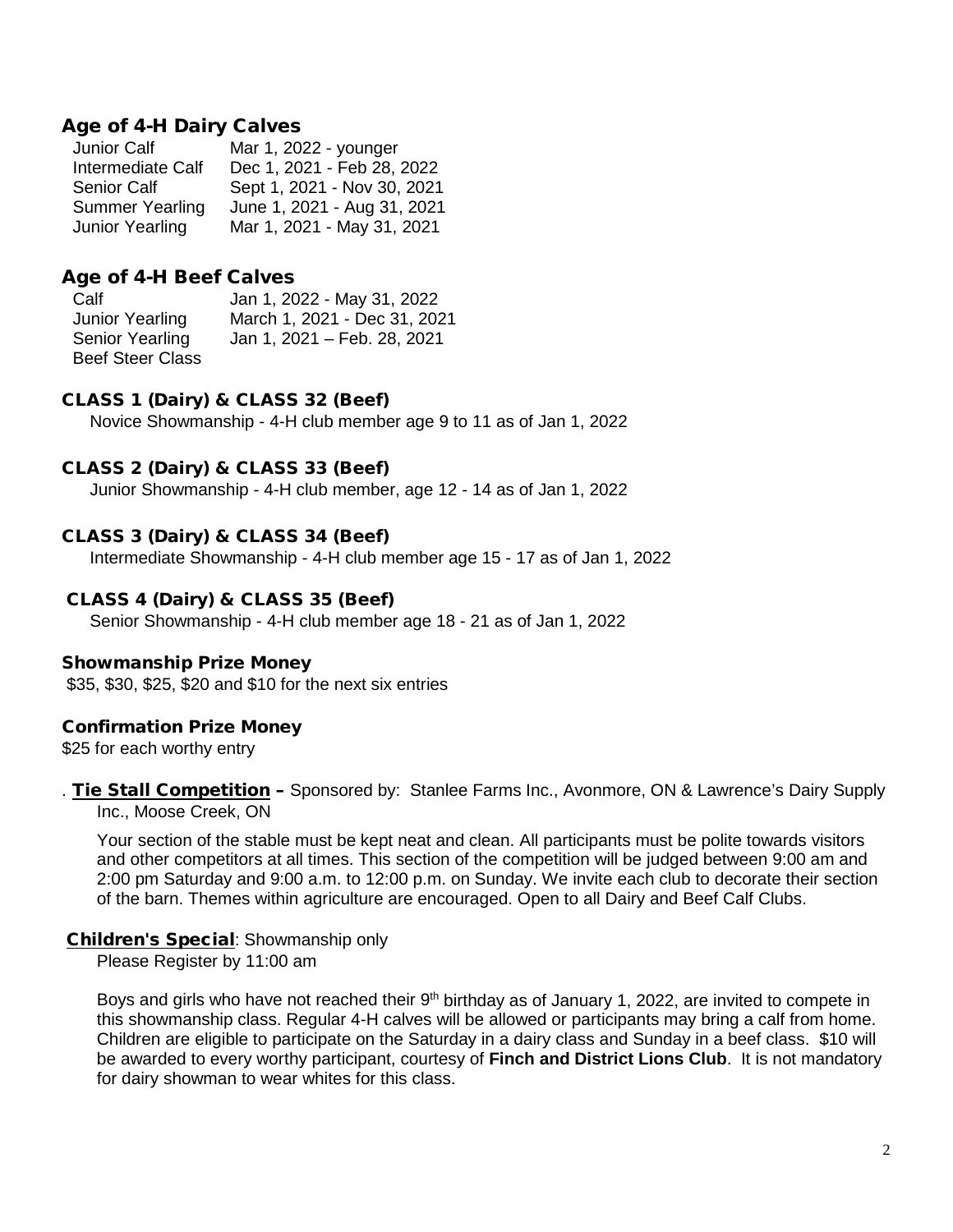## Age of 4-H Dairy Calves

| | |
|---|---|
| Junior Calf | Mar 1, 2022 - younger |
| Intermediate Calf | Dec 1, 2021 - Feb 28, 2022 |
| Senior Calf | Sept 1, 2021 - Nov 30, 2021 |
| Summer Yearling | June 1, 2021 - Aug 31, 2021 |
| Junior Yearling | Mar 1, 2021 - May 31, 2021 |

## Age of 4-H Beef Calves

| | |
|---|---|
| Calf | Jan 1, 2022 - May 31, 2022 |
| Junior Yearling | March 1, 2021 - Dec 31, 2021 |
| Senior Yearling | Jan 1, 2021 – Feb. 28, 2021 |
| Beef Steer Class | |

### CLASS 1 (Dairy) & CLASS 32 (Beef)

Novice Showmanship - 4-H club member age 9 to 11 as of Jan 1, 2022

### CLASS 2 (Dairy) & CLASS 33 (Beef)

Junior Showmanship - 4-H club member, age 12 - 14 as of Jan 1, 2022

### CLASS 3 (Dairy) & CLASS 34 (Beef)

Intermediate Showmanship - 4-H club member age 15 - 17 as of Jan 1, 2022

### CLASS 4 (Dairy) & CLASS 35 (Beef)

Senior Showmanship - 4-H club member age 18 - 21 as of Jan 1, 2022

### Showmanship Prize Money

$35, $30, $25, $20 and $10 for the next six entries

### Confirmation Prize Money

$25 for each worthy entry

. **Tie Stall Competition –** Sponsored by: Stanlee Farms Inc., Avonmore, ON & Lawrence's Dairy Supply Inc., Moose Creek, ON

Your section of the stable must be kept neat and clean. All participants must be polite towards visitors and other competitors at all times. This section of the competition will be judged between 9:00 am and 2:00 pm Saturday and 9:00 a.m. to 12:00 p.m. on Sunday. We invite each club to decorate their section of the barn. Themes within agriculture are encouraged. Open to all Dairy and Beef Calf Clubs.

**Children's Special**: Showmanship only

Please Register by 11:00 am

Boys and girls who have not reached their 9th birthday as of January 1, 2022, are invited to compete in this showmanship class. Regular 4-H calves will be allowed or participants may bring a calf from home. Children are eligible to participate on the Saturday in a dairy class and Sunday in a beef class. $10 will be awarded to every worthy participant, courtesy of **Finch and District Lions Club**. It is not mandatory for dairy showman to wear whites for this class.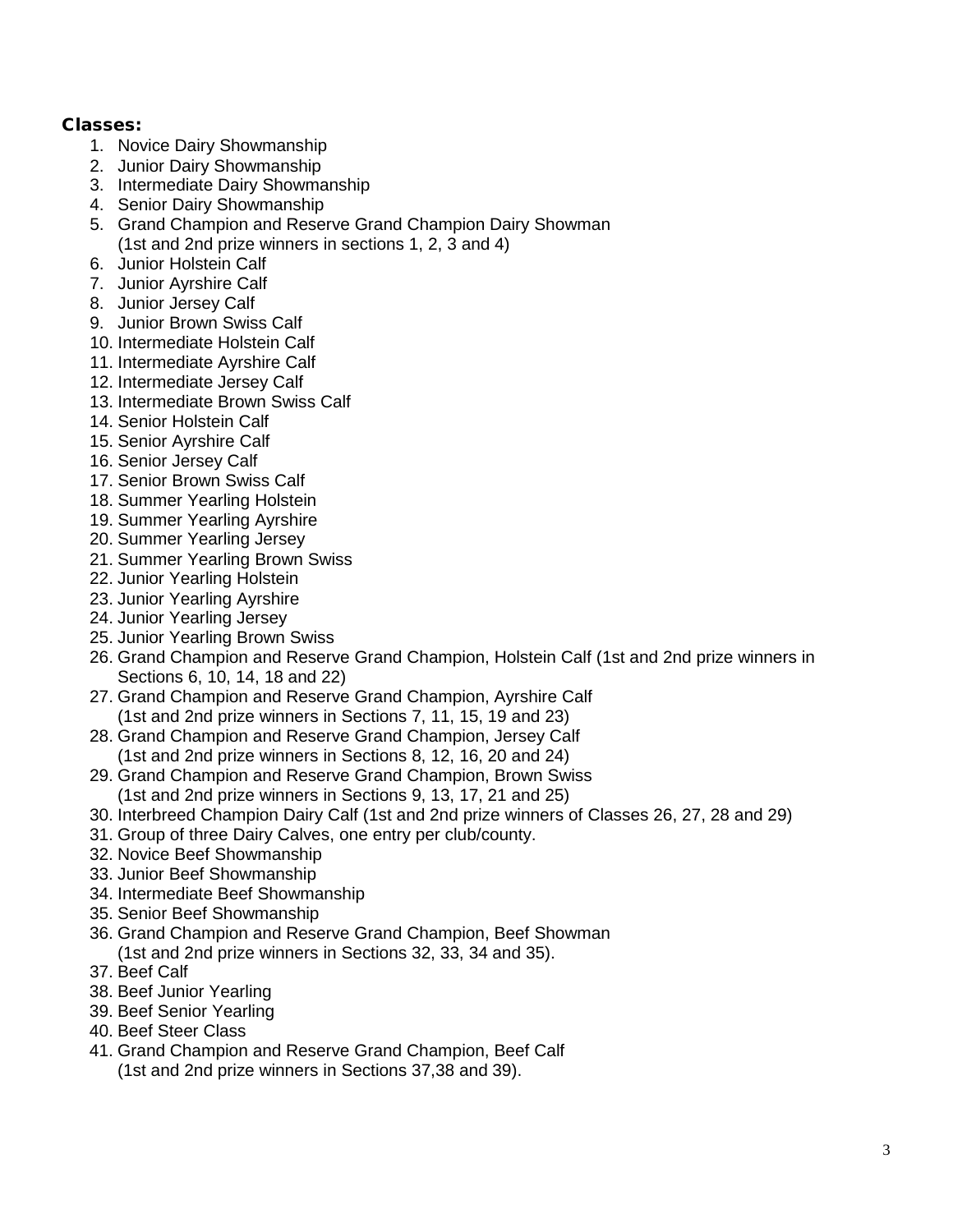**Classes:**

1. Novice Dairy Showmanship
2. Junior Dairy Showmanship
3. Intermediate Dairy Showmanship
4. Senior Dairy Showmanship
5. Grand Champion and Reserve Grand Champion Dairy Showman
   (1st and 2nd prize winners in sections 1, 2, 3 and 4)
6. Junior Holstein Calf
7. Junior Ayrshire Calf
8. Junior Jersey Calf
9. Junior Brown Swiss Calf
10. Intermediate Holstein Calf
11. Intermediate Ayrshire Calf
12. Intermediate Jersey Calf
13. Intermediate Brown Swiss Calf
14. Senior Holstein Calf
15. Senior Ayrshire Calf
16. Senior Jersey Calf
17. Senior Brown Swiss Calf
18. Summer Yearling Holstein
19. Summer Yearling Ayrshire
20. Summer Yearling Jersey
21. Summer Yearling Brown Swiss
22. Junior Yearling Holstein
23. Junior Yearling Ayrshire
24. Junior Yearling Jersey
25. Junior Yearling Brown Swiss
26. Grand Champion and Reserve Grand Champion, Holstein Calf (1st and 2nd prize winners in Sections 6, 10, 14, 18 and 22)
27. Grand Champion and Reserve Grand Champion, Ayrshire Calf
    (1st and 2nd prize winners in Sections 7, 11, 15, 19 and 23)
28. Grand Champion and Reserve Grand Champion, Jersey Calf
    (1st and 2nd prize winners in Sections 8, 12, 16, 20 and 24)
29. Grand Champion and Reserve Grand Champion, Brown Swiss
    (1st and 2nd prize winners in Sections 9, 13, 17, 21 and 25)
30. Interbreed Champion Dairy Calf (1st and 2nd prize winners of Classes 26, 27, 28 and 29)
31. Group of three Dairy Calves, one entry per club/county.
32. Novice Beef Showmanship
33. Junior Beef Showmanship
34. Intermediate Beef Showmanship
35. Senior Beef Showmanship
36. Grand Champion and Reserve Grand Champion, Beef Showman
    (1st and 2nd prize winners in Sections 32, 33, 34 and 35).
37. Beef Calf
38. Beef Junior Yearling
39. Beef Senior Yearling
40. Beef Steer Class
41. Grand Champion and Reserve Grand Champion, Beef Calf
    (1st and 2nd prize winners in Sections 37,38 and 39).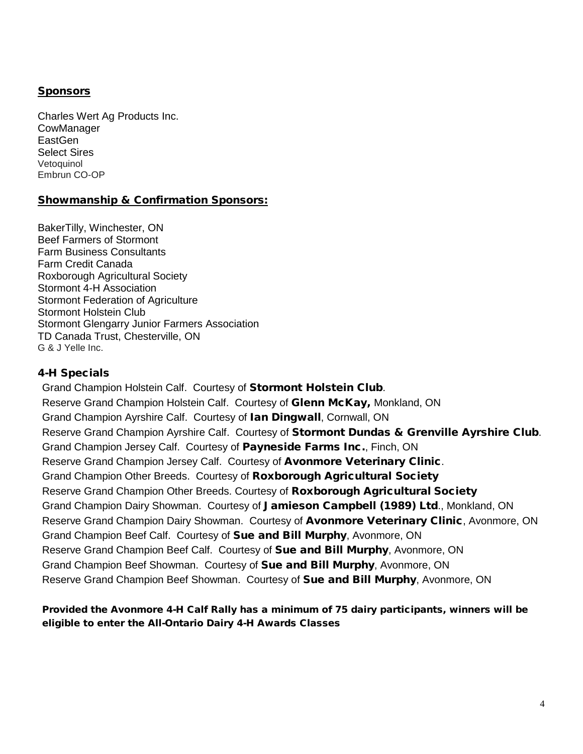## Sponsors

Charles Wert Ag Products Inc.
CowManager
EastGen
Select Sires
Vetoquinol
Embrun CO-OP

## Showmanship & Confirmation Sponsors:

BakerTilly, Winchester, ON
Beef Farmers of Stormont
Farm Business Consultants
Farm Credit Canada
Roxborough Agricultural Society
Stormont 4-H Association
Stormont Federation of Agriculture
Stormont Holstein Club
Stormont Glengarry Junior Farmers Association
TD Canada Trust, Chesterville, ON
G & J Yelle Inc.

## 4-H Specials

Grand Champion Holstein Calf. Courtesy of **Stormont Holstein Club**.
Reserve Grand Champion Holstein Calf. Courtesy of **Glenn McKay,** Monkland, ON
Grand Champion Ayrshire Calf. Courtesy of **Ian Dingwall**, Cornwall, ON
Reserve Grand Champion Ayrshire Calf. Courtesy of **Stormont Dundas & Grenville Ayrshire Club**.
Grand Champion Jersey Calf. Courtesy of **Payneside Farms Inc.**, Finch, ON
Reserve Grand Champion Jersey Calf. Courtesy of **Avonmore Veterinary Clinic**.
Grand Champion Other Breeds. Courtesy of **Roxborough Agricultural Society**
Reserve Grand Champion Other Breeds. Courtesy of **Roxborough Agricultural Society**
Grand Champion Dairy Showman. Courtesy of **Jamieson Campbell (1989) Ltd**., Monkland, ON
Reserve Grand Champion Dairy Showman. Courtesy of **Avonmore Veterinary Clinic**, Avonmore, ON
Grand Champion Beef Calf. Courtesy of **Sue and Bill Murphy**, Avonmore, ON
Reserve Grand Champion Beef Calf. Courtesy of **Sue and Bill Murphy**, Avonmore, ON
Grand Champion Beef Showman. Courtesy of **Sue and Bill Murphy**, Avonmore, ON
Reserve Grand Champion Beef Showman. Courtesy of **Sue and Bill Murphy**, Avonmore, ON

**Provided the Avonmore 4-H Calf Rally has a minimum of 75 dairy participants, winners will be eligible to enter the All-Ontario Dairy 4-H Awards Classes**